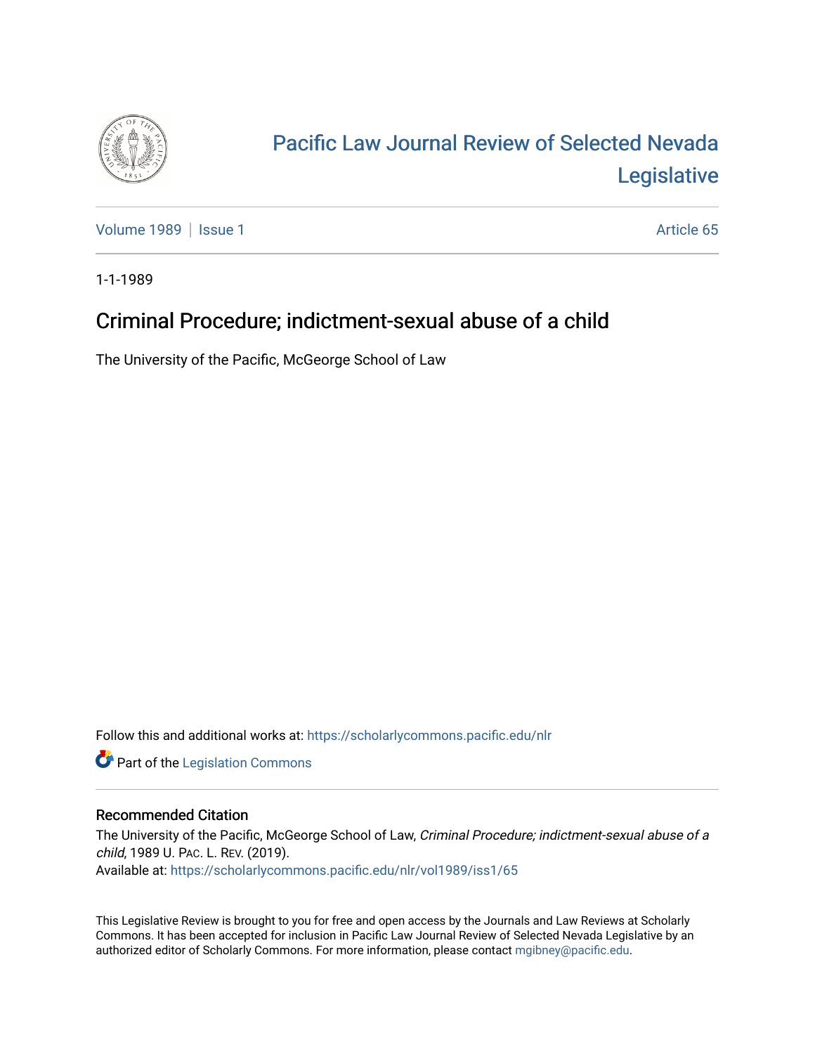# Pacific Law Journal Review of Selected Nevada Legislative

Volume 1989 | Issue 1 Article 65

1-1-1989

## Criminal Procedure; indictment-sexual abuse of a child

The University of the Pacific, McGeorge School of Law

Follow this and additional works at: https://scholarlycommons.pacific.edu/nlr

Part of the Legislation Commons

### Recommended Citation

The University of the Pacific, McGeorge School of Law, *Criminal Procedure; indictment-sexual abuse of a child*, 1989 U. PAC. L. REV. (2019).

Available at: https://scholarlycommons.pacific.edu/nlr/vol1989/iss1/65

This Legislative Review is brought to you for free and open access by the Journals and Law Reviews at Scholarly Commons. It has been accepted for inclusion in Pacific Law Journal Review of Selected Nevada Legislative by an authorized editor of Scholarly Commons. For more information, please contact mgibney@pacific.edu.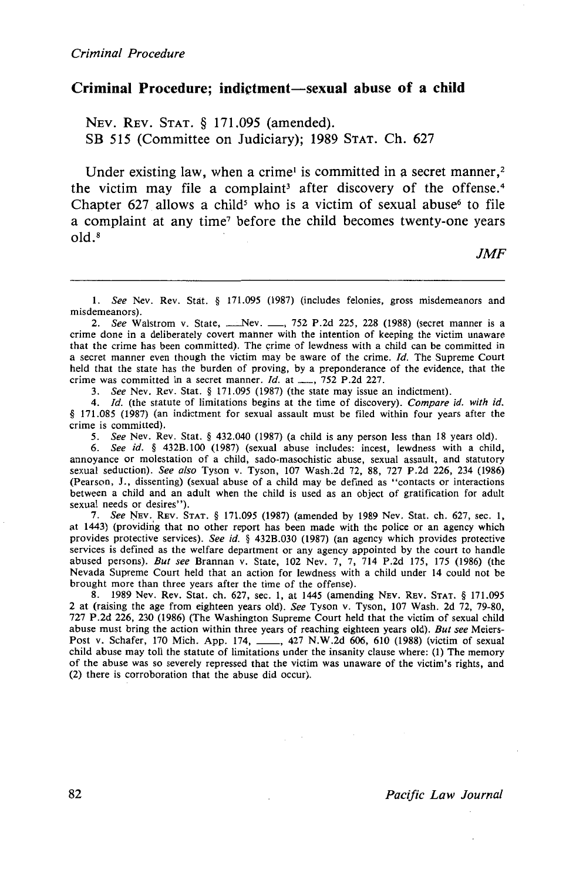## Criminal Procedure; indictment—sexual abuse of a child

NEV. REV. STAT. § 171.095 (amended).
SB 515 (Committee on Judiciary); 1989 STAT. Ch. 627

Under existing law, when a crime[1] is committed in a secret manner,[2] the victim may file a complaint[3] after discovery of the offense.[4] Chapter 627 allows a child[5] who is a victim of sexual abuse[6] to file a complaint at any time[7] before the child becomes twenty-one years old.[8]

*JMF*

---

1. *See* Nev. Rev. Stat. § 171.095 (1987) (includes felonies, gross misdemeanors and misdemeanors).

2. *See* Walstrom v. State, ___Nev. ___, 752 P.2d 225, 228 (1988) (secret manner is a crime done in a deliberately covert manner with the intention of keeping the victim unaware that the crime has been committed). The crime of lewdness with a child can be committed in a secret manner even though the victim may be aware of the crime. *Id.* The Supreme Court held that the state has the burden of proving, by a preponderance of the evidence, that the crime was committed in a secret manner. *Id.* at ___, 752 P.2d 227.

3. *See* Nev. Rev. Stat. § 171.095 (1987) (the state may issue an indictment).

4. *Id.* (the statute of limitations begins at the time of discovery). *Compare id. with id.* § 171.085 (1987) (an indictment for sexual assault must be filed within four years after the crime is committed).

5. *See* Nev. Rev. Stat. § 432.040 (1987) (a child is any person less than 18 years old).

6. *See id.* § 432B.100 (1987) (sexual abuse includes: incest, lewdness with a child, annoyance or molestation of a child, sado-masochistic abuse, sexual assault, and statutory sexual seduction). *See also* Tyson v. Tyson, 107 Wash.2d 72, 88, 727 P.2d 226, 234 (1986) (Pearson, J., dissenting) (sexual abuse of a child may be defined as "contacts or interactions between a child and an adult when the child is used as an object of gratification for adult sexual needs or desires").

7. *See* NEV. REV. STAT. § 171.095 (1987) (amended by 1989 Nev. Stat. ch. 627, sec. 1, at 1443) (providing that no other report has been made with the police or an agency which provides protective services). *See id.* § 432B.030 (1987) (an agency which provides protective services is defined as the welfare department or any agency appointed by the court to handle abused persons). *But see* Brannan v. State, 102 Nev. 7, 7, 714 P.2d 175, 175 (1986) (the Nevada Supreme Court held that an action for lewdness with a child under 14 could not be brought more than three years after the time of the offense).

8. 1989 Nev. Rev. Stat. ch. 627, sec. 1, at 1445 (amending NEV. REV. STAT. § 171.095 2 at (raising the age from eighteen years old). *See* Tyson v. Tyson, 107 Wash. 2d 72, 79-80, 727 P.2d 226, 230 (1986) (The Washington Supreme Court held that the victim of sexual child abuse must bring the action within three years of reaching eighteen years old). *But see* Meiers-Post v. Schafer, 170 Mich. App. 174, ___, 427 N.W.2d 606, 610 (1988) (victim of sexual child abuse may toll the statute of limitations under the insanity clause where: (1) The memory of the abuse was so severely repressed that the victim was unaware of the victim's rights, and (2) there is corroboration that the abuse did occur).